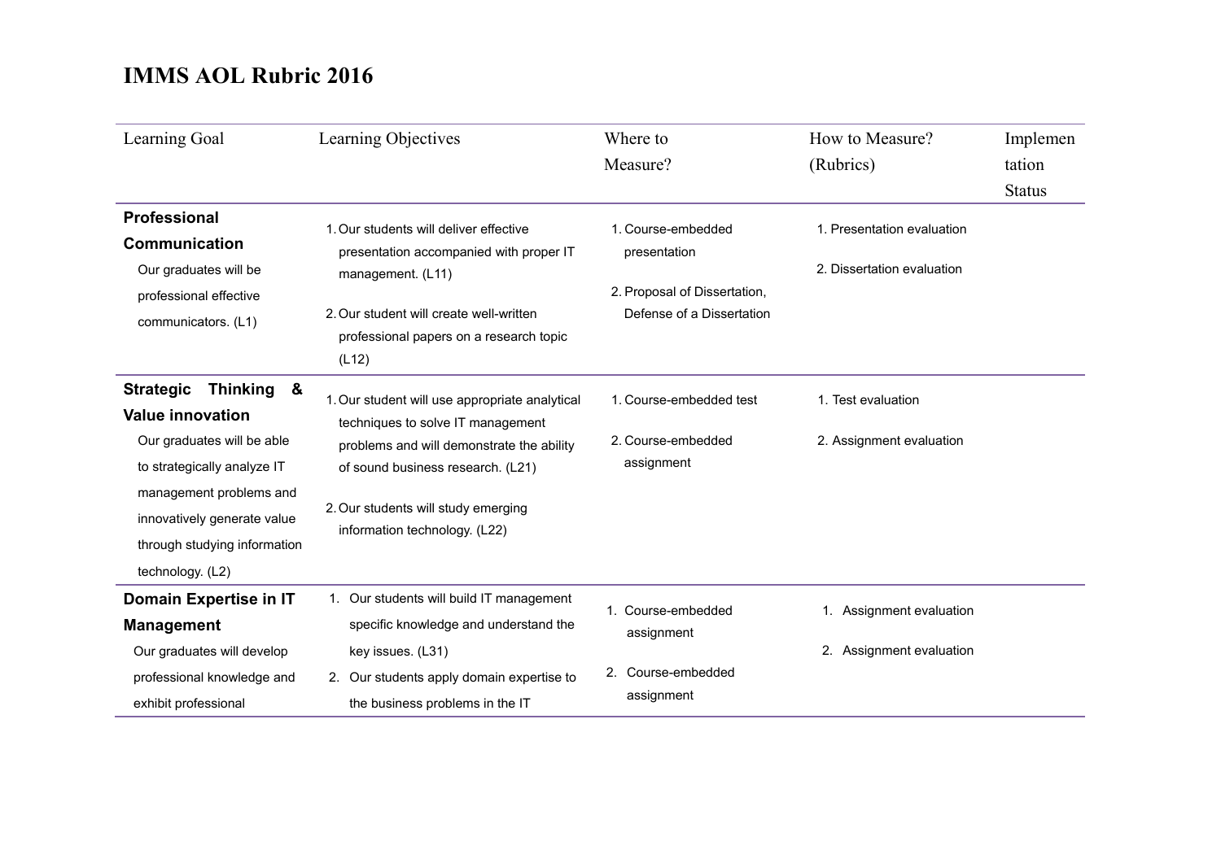# IMMS AOL Rubric 2016

| Learning Goal | Learning Objectives | Where to Measure? | How to Measure? (Rubrics) | Implementation Status |
|---|---|---|---|---|
| **Professional Communication**<br>Our graduates will be professional effective communicators. (L1) | 1. Our students will deliver effective presentation accompanied with proper IT management. (L11)<br>2. Our student will create well-written professional papers on a research topic (L12) | 1. Course-embedded presentation<br>2. Proposal of Dissertation, Defense of a Dissertation | 1. Presentation evaluation<br>2. Dissertation evaluation | |
| **Strategic Thinking & Value innovation**<br>Our graduates will be able to strategically analyze IT management problems and innovatively generate value through studying information technology. (L2) | 1. Our student will use appropriate analytical techniques to solve IT management problems and will demonstrate the ability of sound business research. (L21)<br>2. Our students will study emerging information technology. (L22) | 1. Course-embedded test<br>2. Course-embedded assignment | 1. Test evaluation<br>2. Assignment evaluation | |
| **Domain Expertise in IT Management**<br>Our graduates will develop professional knowledge and exhibit professional | 1. Our students will build IT management specific knowledge and understand the key issues. (L31)<br>2. Our students apply domain expertise to the business problems in the IT | 1. Course-embedded assignment<br>2. Course-embedded assignment | 1. Assignment evaluation<br>2. Assignment evaluation | |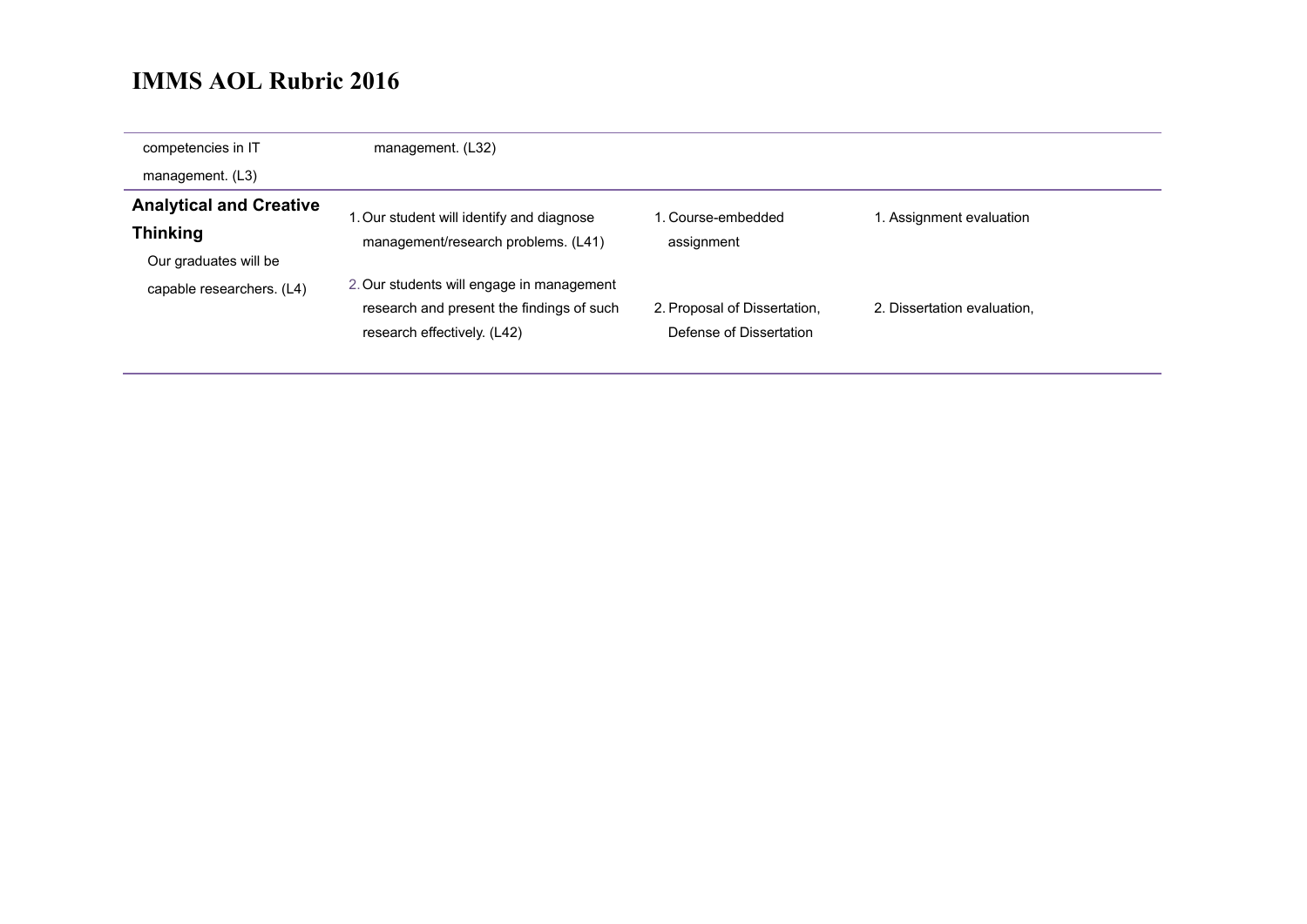# IMMS AOL Rubric 2016

| | | | |
|---|---|---|---|
| competencies in IT management. (L3) | management. (L32) | | |
| **Analytical and Creative Thinking** Our graduates will be capable researchers. (L4) | 1. Our student will identify and diagnose management/research problems. (L41) | 1. Course-embedded assignment | 1. Assignment evaluation |
| | 2. Our students will engage in management research and present the findings of such research effectively. (L42) | 2. Proposal of Dissertation, Defense of Dissertation | 2. Dissertation evaluation, |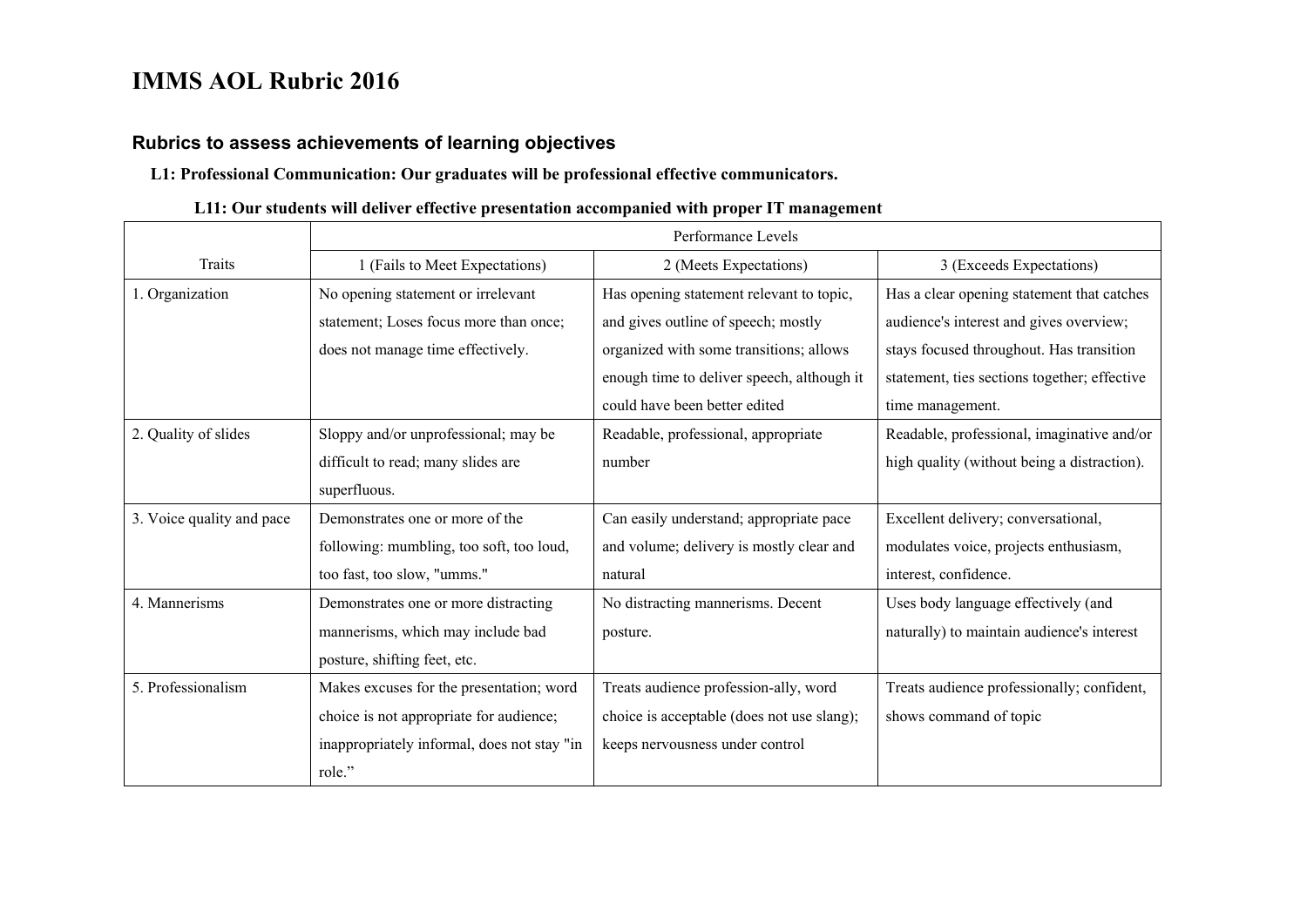# IMMS AOL Rubric 2016

## Rubrics to assess achievements of learning objectives

**L1: Professional Communication: Our graduates will be professional effective communicators.**

**L11: Our students will deliver effective presentation accompanied with proper IT management**

| Traits | Performance Levels | | |
|---|---|---|---|
| | 1 (Fails to Meet Expectations) | 2 (Meets Expectations) | 3 (Exceeds Expectations) |
| 1. Organization | No opening statement or irrelevant statement; Loses focus more than once; does not manage time effectively. | Has opening statement relevant to topic, and gives outline of speech; mostly organized with some transitions; allows enough time to deliver speech, although it could have been better edited | Has a clear opening statement that catches audience's interest and gives overview; stays focused throughout. Has transition statement, ties sections together; effective time management. |
| 2. Quality of slides | Sloppy and/or unprofessional; may be difficult to read; many slides are superfluous. | Readable, professional, appropriate number | Readable, professional, imaginative and/or high quality (without being a distraction). |
| 3. Voice quality and pace | Demonstrates one or more of the following: mumbling, too soft, too loud, too fast, too slow, "umms." | Can easily understand; appropriate pace and volume; delivery is mostly clear and natural | Excellent delivery; conversational, modulates voice, projects enthusiasm, interest, confidence. |
| 4. Mannerisms | Demonstrates one or more distracting mannerisms, which may include bad posture, shifting feet, etc. | No distracting mannerisms. Decent posture. | Uses body language effectively (and naturally) to maintain audience's interest |
| 5. Professionalism | Makes excuses for the presentation; word choice is not appropriate for audience; inappropriately informal, does not stay "in role." | Treats audience profession-ally, word choice is acceptable (does not use slang); keeps nervousness under control | Treats audience professionally; confident, shows command of topic |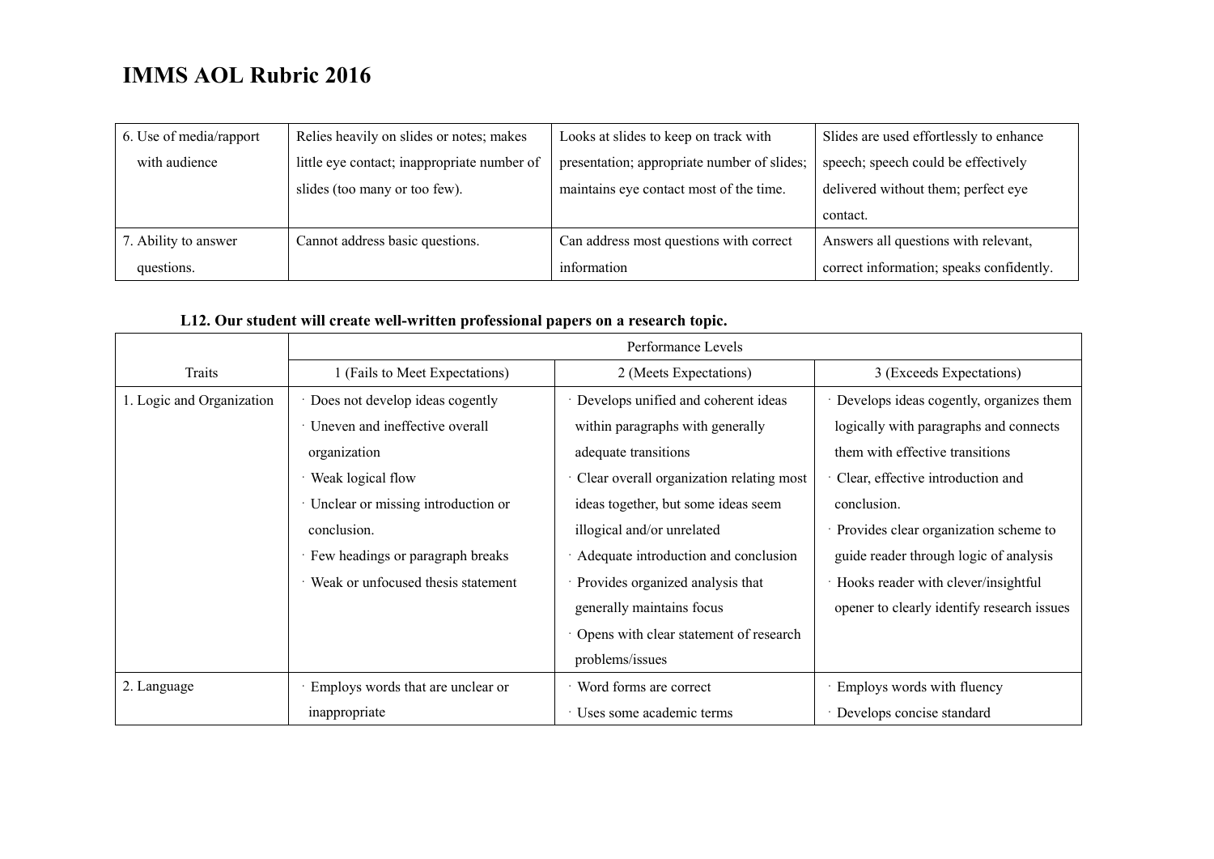| 6. Use of media/rapport with audience | Relies heavily on slides or notes; makes little eye contact; inappropriate number of slides (too many or too few). | Looks at slides to keep on track with presentation; appropriate number of slides; maintains eye contact most of the time. | Slides are used effortlessly to enhance speech; speech could be effectively delivered without them; perfect eye contact. |
|---|---|---|---|
| 7. Ability to answer questions. | Cannot address basic questions. | Can address most questions with correct information | Answers all questions with relevant, correct information; speaks confidently. |

**L12. Our student will create well-written professional papers on a research topic.**

| | Performance Levels | | |
|---|---|---|---|
| Traits | 1 (Fails to Meet Expectations) | 2 (Meets Expectations) | 3 (Exceeds Expectations) |
| 1. Logic and Organization | · Does not develop ideas cogently<br>· Uneven and ineffective overall organization<br>· Weak logical flow<br>· Unclear or missing introduction or conclusion.<br>· Few headings or paragraph breaks<br>· Weak or unfocused thesis statement | · Develops unified and coherent ideas within paragraphs with generally adequate transitions<br>· Clear overall organization relating most ideas together, but some ideas seem illogical and/or unrelated<br>· Adequate introduction and conclusion<br>· Provides organized analysis that generally maintains focus<br>· Opens with clear statement of research problems/issues | · Develops ideas cogently, organizes them logically with paragraphs and connects them with effective transitions<br>· Clear, effective introduction and conclusion.<br>· Provides clear organization scheme to guide reader through logic of analysis<br>· Hooks reader with clever/insightful opener to clearly identify research issues |
| 2. Language | · Employs words that are unclear or inappropriate | · Word forms are correct<br>· Uses some academic terms | · Employs words with fluency<br>· Develops concise standard |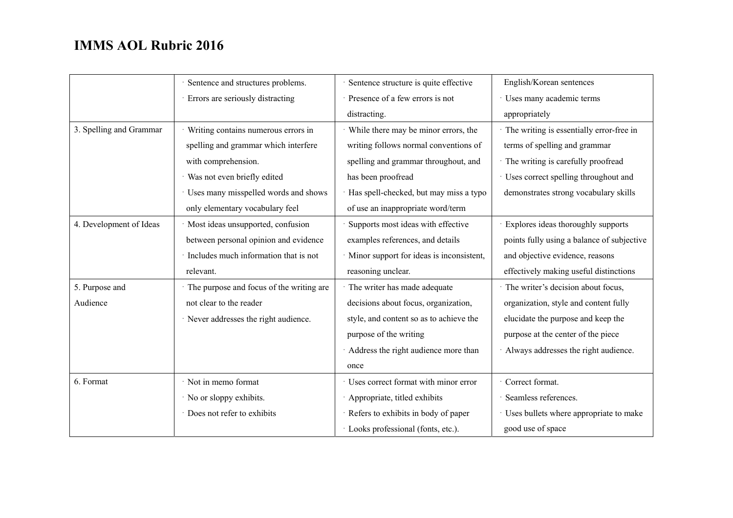# IMMS AOL Rubric 2016

| | | | |
|---|---|---|---|
| | · Sentence and structures problems.<br>· Errors are seriously distracting | · Sentence structure is quite effective<br>· Presence of a few errors is not distracting. | English/Korean sentences<br>· Uses many academic terms appropriately |
| 3. Spelling and Grammar | · Writing contains numerous errors in spelling and grammar which interfere with comprehension.<br>· Was not even briefly edited<br>· Uses many misspelled words and shows only elementary vocabulary feel | · While there may be minor errors, the writing follows normal conventions of spelling and grammar throughout, and has been proofread<br>· Has spell-checked, but may miss a typo of use an inappropriate word/term | · The writing is essentially error-free in terms of spelling and grammar<br>· The writing is carefully proofread<br>· Uses correct spelling throughout and demonstrates strong vocabulary skills |
| 4. Development of Ideas | · Most ideas unsupported, confusion between personal opinion and evidence<br>· Includes much information that is not relevant. | · Supports most ideas with effective examples references, and details<br>· Minor support for ideas is inconsistent, reasoning unclear. | · Explores ideas thoroughly supports points fully using a balance of subjective and objective evidence, reasons effectively making useful distinctions |
| 5. Purpose and Audience | · The purpose and focus of the writing are not clear to the reader<br>· Never addresses the right audience. | · The writer has made adequate decisions about focus, organization, style, and content so as to achieve the purpose of the writing<br>· Address the right audience more than once | · The writer's decision about focus, organization, style and content fully elucidate the purpose and keep the purpose at the center of the piece<br>· Always addresses the right audience. |
| 6. Format | · Not in memo format<br>· No or sloppy exhibits.<br>· Does not refer to exhibits | · Uses correct format with minor error<br>· Appropriate, titled exhibits<br>· Refers to exhibits in body of paper<br>· Looks professional (fonts, etc.). | · Correct format.<br>· Seamless references.<br>· Uses bullets where appropriate to make good use of space |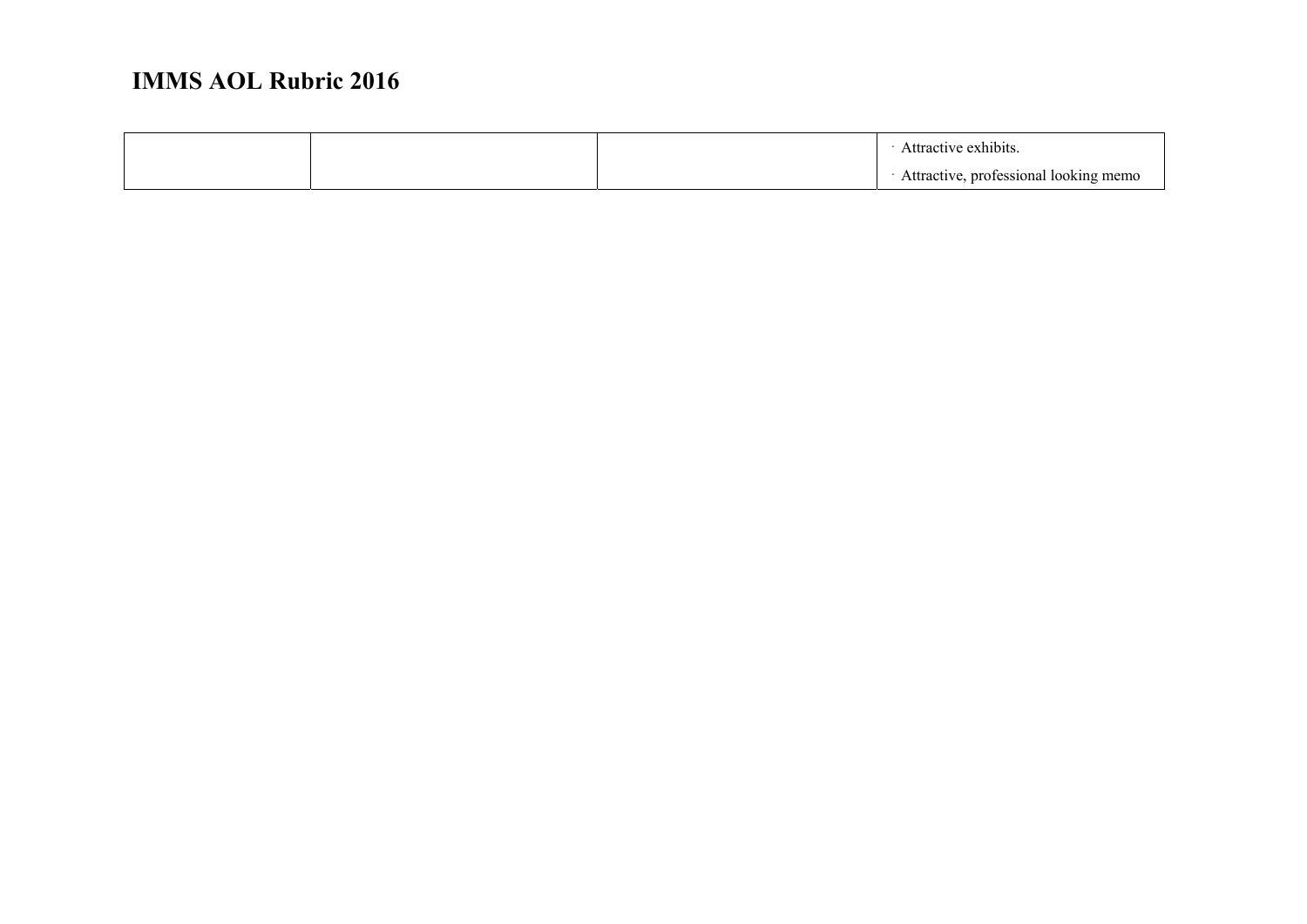# IMMS AOL Rubric 2016

| | | | |
|---|---|---|---|
| | | | · Attractive exhibits.<br>· Attractive, professional looking memo |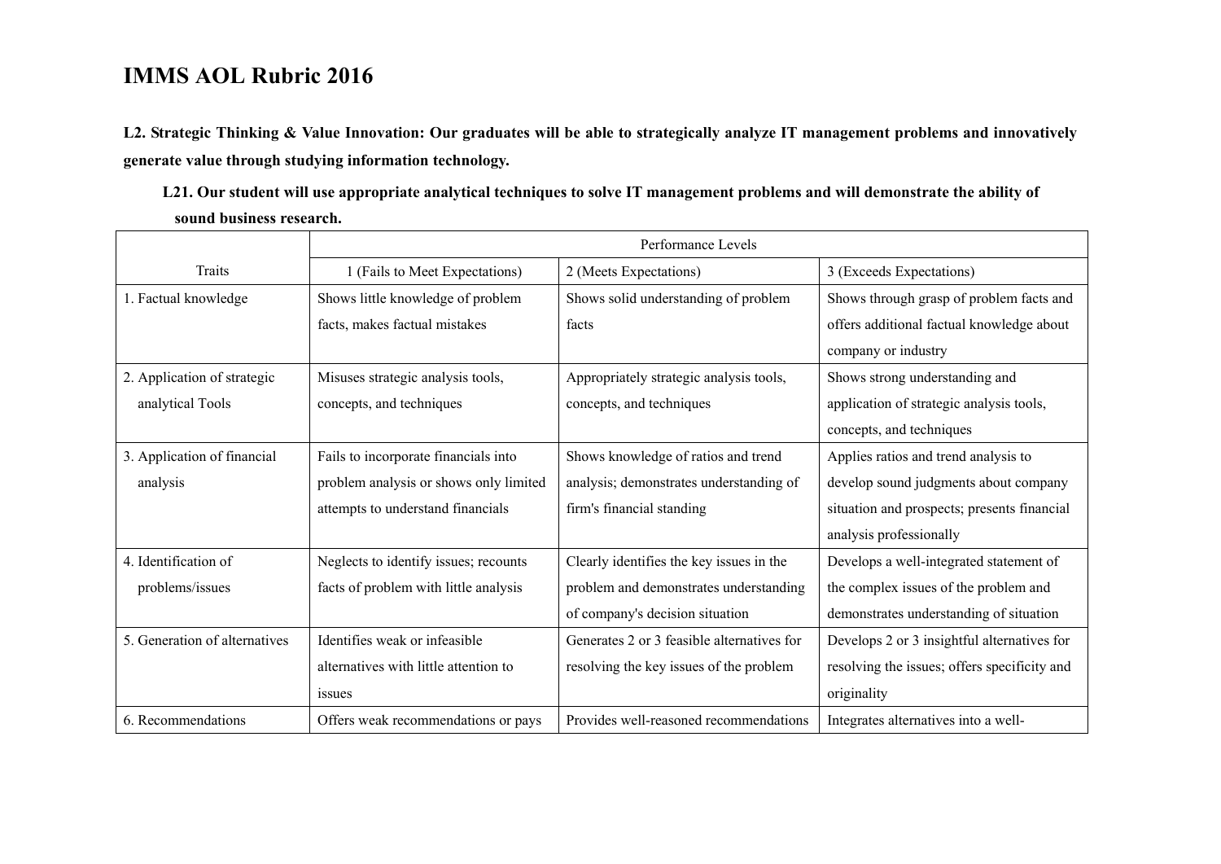# IMMS AOL Rubric 2016

**L2. Strategic Thinking & Value Innovation: Our graduates will be able to strategically analyze IT management problems and innovatively generate value through studying information technology.**

**L21. Our student will use appropriate analytical techniques to solve IT management problems and will demonstrate the ability of sound business research.**

| Traits | Performance Levels | | |
|---|---|---|---|
| | 1 (Fails to Meet Expectations) | 2 (Meets Expectations) | 3 (Exceeds Expectations) |
| 1. Factual knowledge | Shows little knowledge of problem facts, makes factual mistakes | Shows solid understanding of problem facts | Shows through grasp of problem facts and offers additional factual knowledge about company or industry |
| 2. Application of strategic analytical Tools | Misuses strategic analysis tools, concepts, and techniques | Appropriately strategic analysis tools, concepts, and techniques | Shows strong understanding and application of strategic analysis tools, concepts, and techniques |
| 3. Application of financial analysis | Fails to incorporate financials into problem analysis or shows only limited attempts to understand financials | Shows knowledge of ratios and trend analysis; demonstrates understanding of firm's financial standing | Applies ratios and trend analysis to develop sound judgments about company situation and prospects; presents financial analysis professionally |
| 4. Identification of problems/issues | Neglects to identify issues; recounts facts of problem with little analysis | Clearly identifies the key issues in the problem and demonstrates understanding of company's decision situation | Develops a well-integrated statement of the complex issues of the problem and demonstrates understanding of situation |
| 5. Generation of alternatives | Identifies weak or infeasible alternatives with little attention to issues | Generates 2 or 3 feasible alternatives for resolving the key issues of the problem | Develops 2 or 3 insightful alternatives for resolving the issues; offers specificity and originality |
| 6. Recommendations | Offers weak recommendations or pays | Provides well-reasoned recommendations | Integrates alternatives into a well- |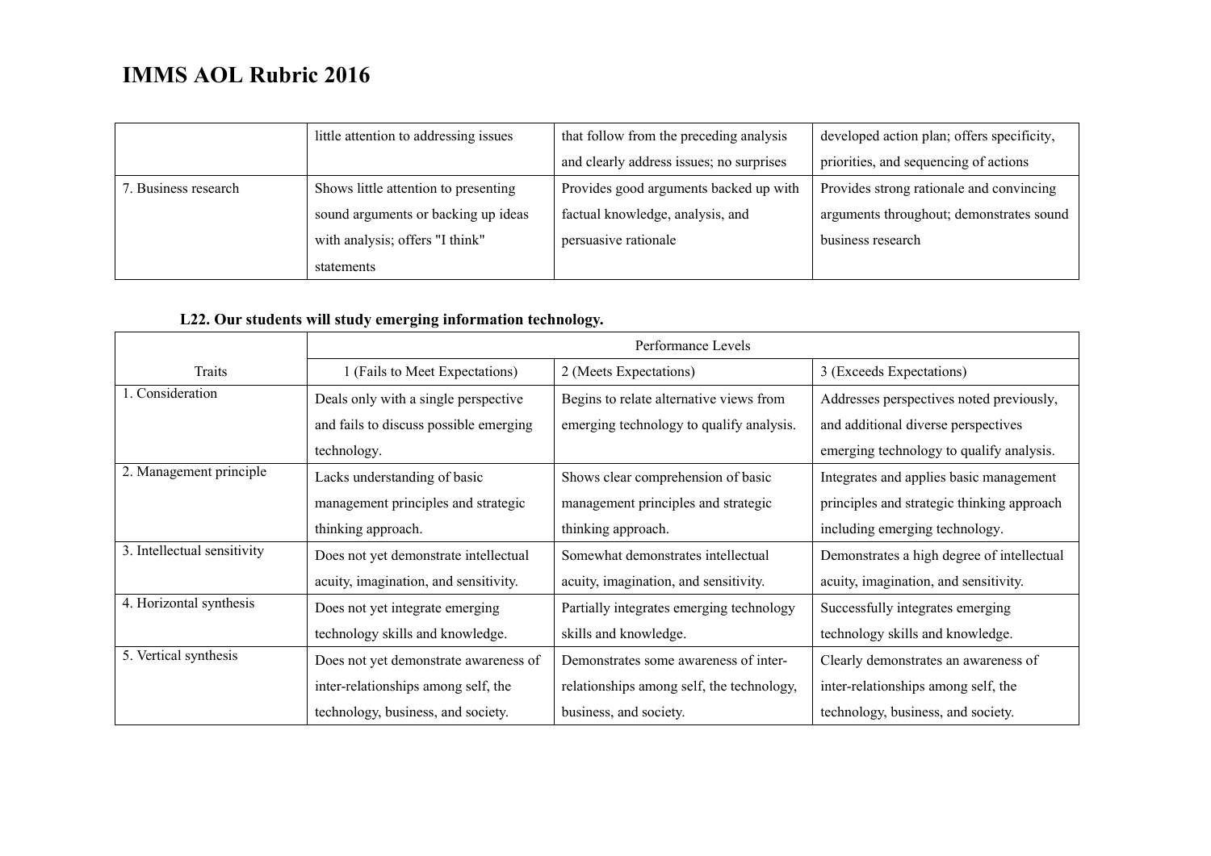# IMMS AOL Rubric 2016

| | | | |
|---|---|---|---|
| | little attention to addressing issues | that follow from the preceding analysis and clearly address issues; no surprises | developed action plan; offers specificity, priorities, and sequencing of actions |
| 7. Business research | Shows little attention to presenting sound arguments or backing up ideas with analysis; offers "I think" statements | Provides good arguments backed up with factual knowledge, analysis, and persuasive rationale | Provides strong rationale and convincing arguments throughout; demonstrates sound business research |

**L22. Our students will study emerging information technology.**

| | Performance Levels | | |
|---|---|---|---|
| Traits | 1 (Fails to Meet Expectations) | 2 (Meets Expectations) | 3 (Exceeds Expectations) |
| 1. Consideration | Deals only with a single perspective and fails to discuss possible emerging technology. | Begins to relate alternative views from emerging technology to qualify analysis. | Addresses perspectives noted previously, and additional diverse perspectives emerging technology to qualify analysis. |
| 2. Management principle | Lacks understanding of basic management principles and strategic thinking approach. | Shows clear comprehension of basic management principles and strategic thinking approach. | Integrates and applies basic management principles and strategic thinking approach including emerging technology. |
| 3. Intellectual sensitivity | Does not yet demonstrate intellectual acuity, imagination, and sensitivity. | Somewhat demonstrates intellectual acuity, imagination, and sensitivity. | Demonstrates a high degree of intellectual acuity, imagination, and sensitivity. |
| 4. Horizontal synthesis | Does not yet integrate emerging technology skills and knowledge. | Partially integrates emerging technology skills and knowledge. | Successfully integrates emerging technology skills and knowledge. |
| 5. Vertical synthesis | Does not yet demonstrate awareness of inter-relationships among self, the technology, business, and society. | Demonstrates some awareness of inter-relationships among self, the technology, business, and society. | Clearly demonstrates an awareness of inter-relationships among self, the technology, business, and society. |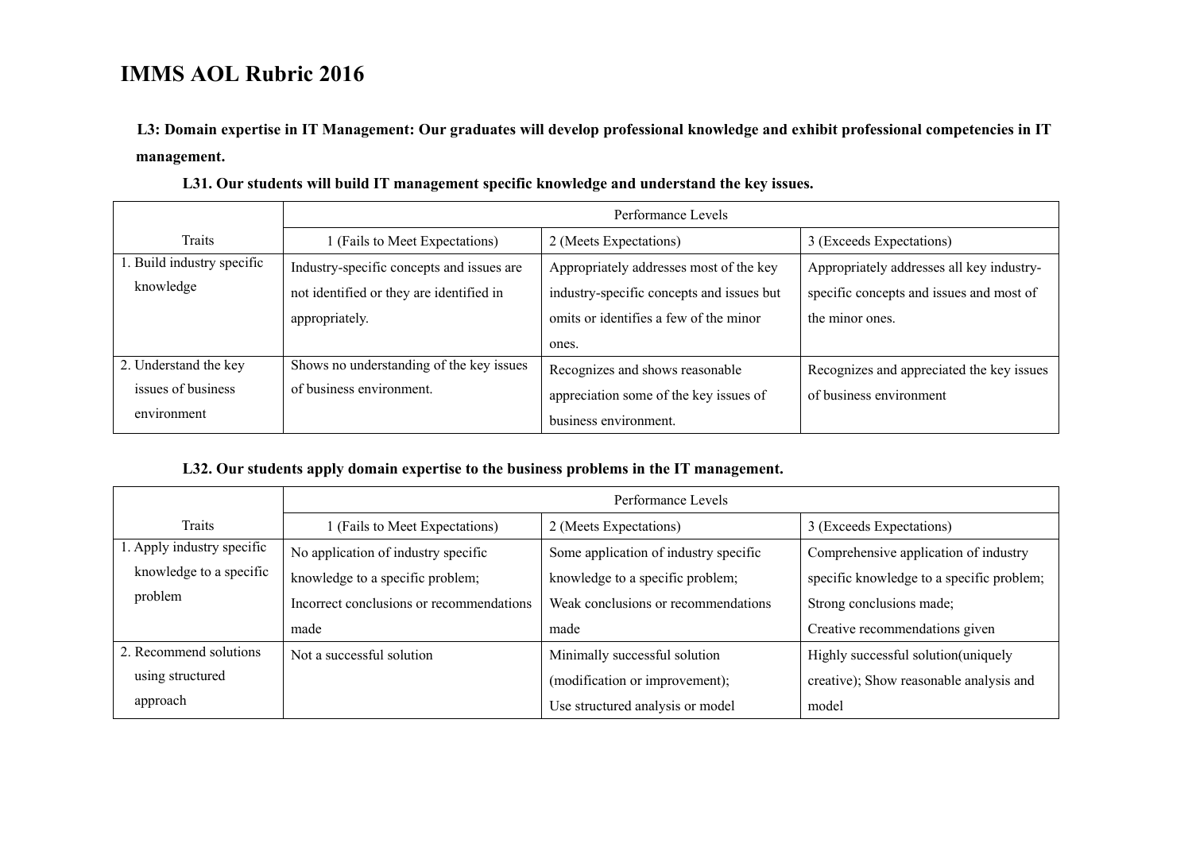# IMMS AOL Rubric 2016

**L3: Domain expertise in IT Management: Our graduates will develop professional knowledge and exhibit professional competencies in IT management.**

**L31. Our students will build IT management specific knowledge and understand the key issues.**

| Traits | Performance Levels | | |
|---|---|---|---|
| | 1 (Fails to Meet Expectations) | 2 (Meets Expectations) | 3 (Exceeds Expectations) |
| 1. Build industry specific knowledge | Industry-specific concepts and issues are not identified or they are identified in appropriately. | Appropriately addresses most of the key industry-specific concepts and issues but omits or identifies a few of the minor ones. | Appropriately addresses all key industry-specific concepts and issues and most of the minor ones. |
| 2. Understand the key issues of business environment | Shows no understanding of the key issues of business environment. | Recognizes and shows reasonable appreciation some of the key issues of business environment. | Recognizes and appreciated the key issues of business environment |

**L32. Our students apply domain expertise to the business problems in the IT management.**

| Traits | Performance Levels | | |
|---|---|---|---|
| | 1 (Fails to Meet Expectations) | 2 (Meets Expectations) | 3 (Exceeds Expectations) |
| 1. Apply industry specific knowledge to a specific problem | No application of industry specific knowledge to a specific problem; Incorrect conclusions or recommendations made | Some application of industry specific knowledge to a specific problem; Weak conclusions or recommendations made | Comprehensive application of industry specific knowledge to a specific problem; Strong conclusions made; Creative recommendations given |
| 2. Recommend solutions using structured approach | Not a successful solution | Minimally successful solution (modification or improvement); Use structured analysis or model | Highly successful solution(uniquely creative); Show reasonable analysis and model |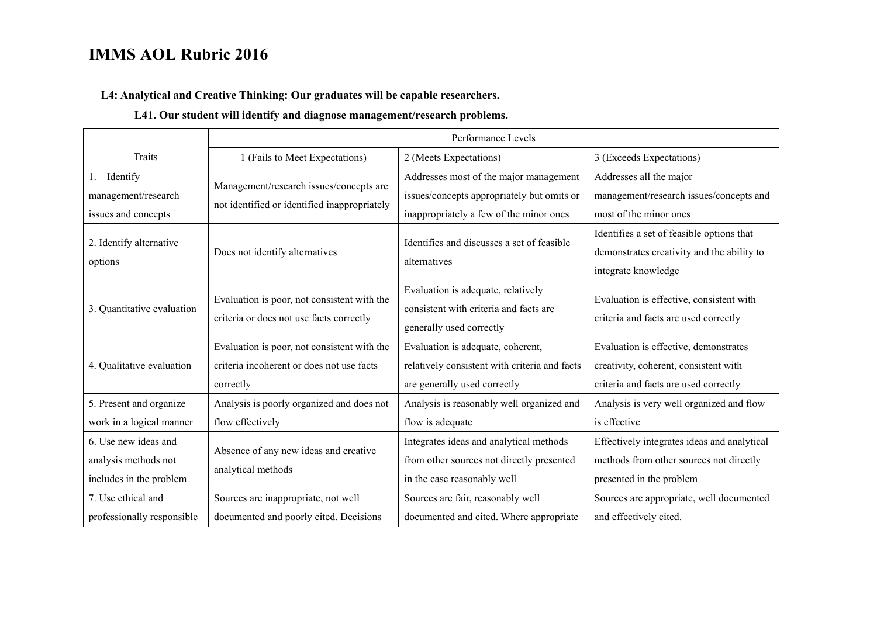# IMMS AOL Rubric 2016

**L4: Analytical and Creative Thinking: Our graduates will be capable researchers.**

**L41. Our student will identify and diagnose management/research problems.**

| Traits | Performance Levels | | |
|---|---|---|---|
| | 1 (Fails to Meet Expectations) | 2 (Meets Expectations) | 3 (Exceeds Expectations) |
| 1. Identify management/research issues and concepts | Management/research issues/concepts are not identified or identified inappropriately | Addresses most of the major management issues/concepts appropriately but omits or inappropriately a few of the minor ones | Addresses all the major management/research issues/concepts and most of the minor ones |
| 2. Identify alternative options | Does not identify alternatives | Identifies and discusses a set of feasible alternatives | Identifies a set of feasible options that demonstrates creativity and the ability to integrate knowledge |
| 3. Quantitative evaluation | Evaluation is poor, not consistent with the criteria or does not use facts correctly | Evaluation is adequate, relatively consistent with criteria and facts are generally used correctly | Evaluation is effective, consistent with criteria and facts are used correctly |
| 4. Qualitative evaluation | Evaluation is poor, not consistent with the criteria incoherent or does not use facts correctly | Evaluation is adequate, coherent, relatively consistent with criteria and facts are generally used correctly | Evaluation is effective, demonstrates creativity, coherent, consistent with criteria and facts are used correctly |
| 5. Present and organize work in a logical manner | Analysis is poorly organized and does not flow effectively | Analysis is reasonably well organized and flow is adequate | Analysis is very well organized and flow is effective |
| 6. Use new ideas and analysis methods not includes in the problem | Absence of any new ideas and creative analytical methods | Integrates ideas and analytical methods from other sources not directly presented in the case reasonably well | Effectively integrates ideas and analytical methods from other sources not directly presented in the problem |
| 7. Use ethical and professionally responsible | Sources are inappropriate, not well documented and poorly cited. Decisions | Sources are fair, reasonably well documented and cited. Where appropriate | Sources are appropriate, well documented and effectively cited. |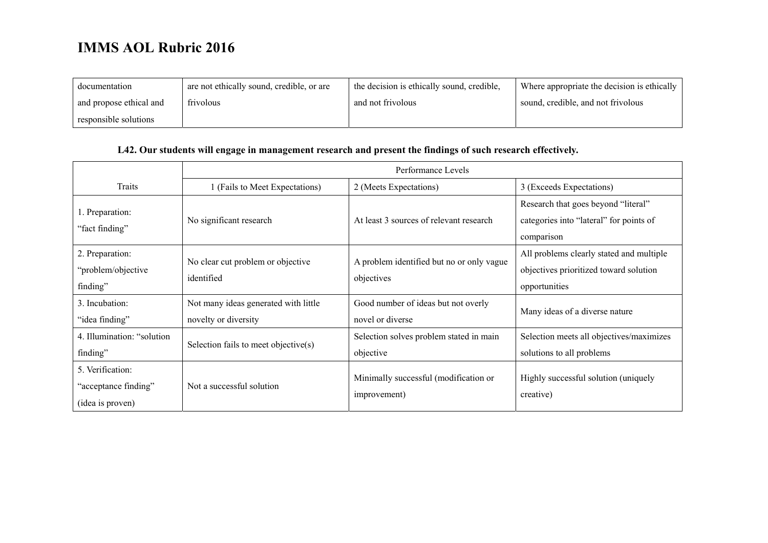# IMMS AOL Rubric 2016

| | | | |
|---|---|---|---|
| documentation and propose ethical and responsible solutions | are not ethically sound, credible, or are frivolous | the decision is ethically sound, credible, and not frivolous | Where appropriate the decision is ethically sound, credible, and not frivolous |

**L42. Our students will engage in management research and present the findings of such research effectively.**

| Traits | Performance Levels | | |
|---|---|---|---|
| | 1 (Fails to Meet Expectations) | 2 (Meets Expectations) | 3 (Exceeds Expectations) |
| 1. Preparation: "fact finding" | No significant research | At least 3 sources of relevant research | Research that goes beyond "literal" categories into "lateral" for points of comparison |
| 2. Preparation: "problem/objective finding" | No clear cut problem or objective identified | A problem identified but no or only vague objectives | All problems clearly stated and multiple objectives prioritized toward solution opportunities |
| 3. Incubation: "idea finding" | Not many ideas generated with little novelty or diversity | Good number of ideas but not overly novel or diverse | Many ideas of a diverse nature |
| 4. Illumination: "solution finding" | Selection fails to meet objective(s) | Selection solves problem stated in main objective | Selection meets all objectives/maximizes solutions to all problems |
| 5. Verification: "acceptance finding" (idea is proven) | Not a successful solution | Minimally successful (modification or improvement) | Highly successful solution (uniquely creative) |